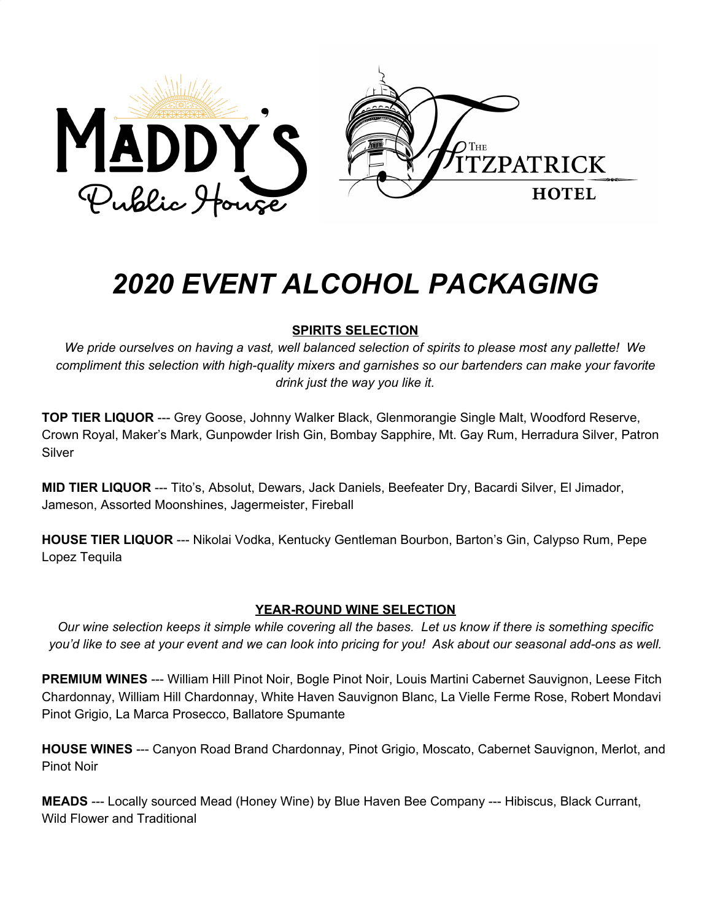# 2020 EVENT ALCOHOL PACKAGING

## SPIRITS SELECTION

*We pride ourselves on having a vast, well balanced selection of spirits to please most any pallette! We compliment this selection with high-quality mixers and garnishes so our bartenders can make your favorite drink just the way you like it.*

**TOP TIER LIQUOR** --- Grey Goose, Johnny Walker Black, Glenmorangie Single Malt, Woodford Reserve, Crown Royal, Maker's Mark, Gunpowder Irish Gin, Bombay Sapphire, Mt. Gay Rum, Herradura Silver, Patron Silver

**MID TIER LIQUOR** --- Tito's, Absolut, Dewars, Jack Daniels, Beefeater Dry, Bacardi Silver, El Jimador, Jameson, Assorted Moonshines, Jagermeister, Fireball

**HOUSE TIER LIQUOR** --- Nikolai Vodka, Kentucky Gentleman Bourbon, Barton's Gin, Calypso Rum, Pepe Lopez Tequila

## YEAR-ROUND WINE SELECTION

*Our wine selection keeps it simple while covering all the bases. Let us know if there is something specific you'd like to see at your event and we can look into pricing for you! Ask about our seasonal add-ons as well.*

**PREMIUM WINES** --- William Hill Pinot Noir, Bogle Pinot Noir, Louis Martini Cabernet Sauvignon, Leese Fitch Chardonnay, William Hill Chardonnay, White Haven Sauvignon Blanc, La Vielle Ferme Rose, Robert Mondavi Pinot Grigio, La Marca Prosecco, Ballatore Spumante

**HOUSE WINES** --- Canyon Road Brand Chardonnay, Pinot Grigio, Moscato, Cabernet Sauvignon, Merlot, and Pinot Noir

**MEADS** --- Locally sourced Mead (Honey Wine) by Blue Haven Bee Company --- Hibiscus, Black Currant, Wild Flower and Traditional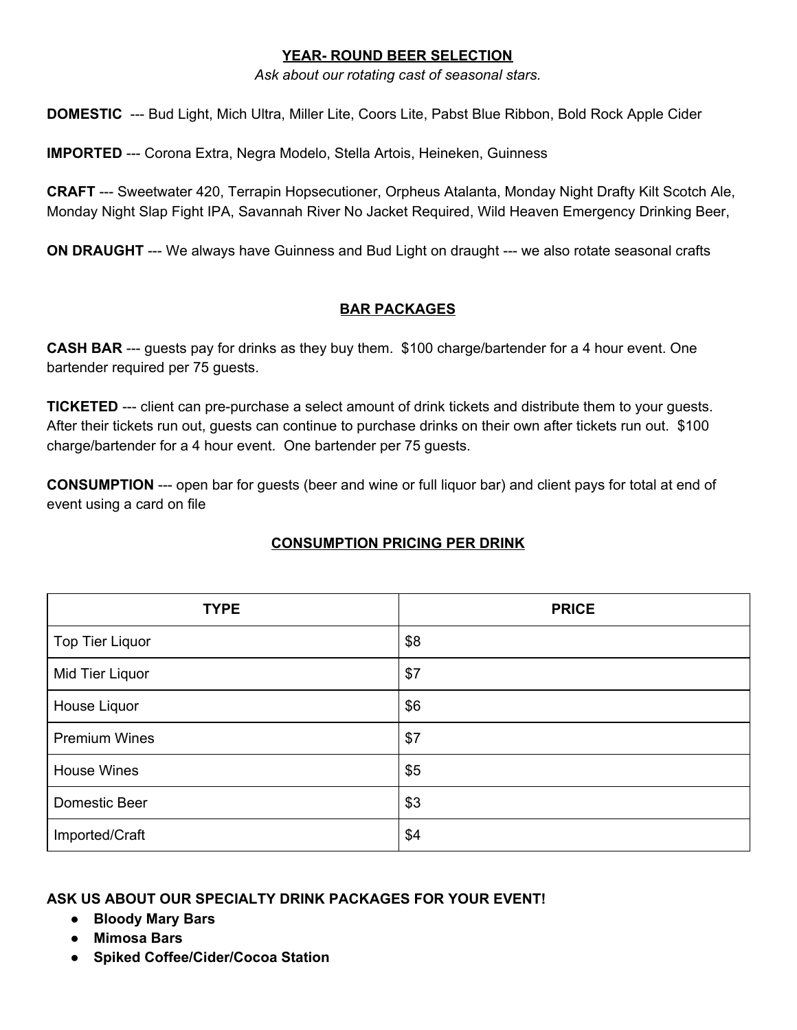## YEAR- ROUND BEER SELECTION

*Ask about our rotating cast of seasonal stars.*

**DOMESTIC** --- Bud Light, Mich Ultra, Miller Lite, Coors Lite, Pabst Blue Ribbon, Bold Rock Apple Cider

**IMPORTED** --- Corona Extra, Negra Modelo, Stella Artois, Heineken, Guinness

**CRAFT** --- Sweetwater 420, Terrapin Hopsecutioner, Orpheus Atalanta, Monday Night Drafty Kilt Scotch Ale, Monday Night Slap Fight IPA, Savannah River No Jacket Required, Wild Heaven Emergency Drinking Beer,

**ON DRAUGHT** --- We always have Guinness and Bud Light on draught --- we also rotate seasonal crafts

## BAR PACKAGES

**CASH BAR** --- guests pay for drinks as they buy them. $100 charge/bartender for a 4 hour event. One bartender required per 75 guests.

**TICKETED** --- client can pre-purchase a select amount of drink tickets and distribute them to your guests. After their tickets run out, guests can continue to purchase drinks on their own after tickets run out. $100 charge/bartender for a 4 hour event. One bartender per 75 guests.

**CONSUMPTION** --- open bar for guests (beer and wine or full liquor bar) and client pays for total at end of event using a card on file

## CONSUMPTION PRICING PER DRINK

| TYPE | PRICE |
| --- | --- |
| Top Tier Liquor | $8 |
| Mid Tier Liquor | $7 |
| House Liquor | $6 |
| Premium Wines | $7 |
| House Wines | $5 |
| Domestic Beer | $3 |
| Imported/Craft | $4 |

**ASK US ABOUT OUR SPECIALTY DRINK PACKAGES FOR YOUR EVENT!**

- **Bloody Mary Bars**
- **Mimosa Bars**
- **Spiked Coffee/Cider/Cocoa Station**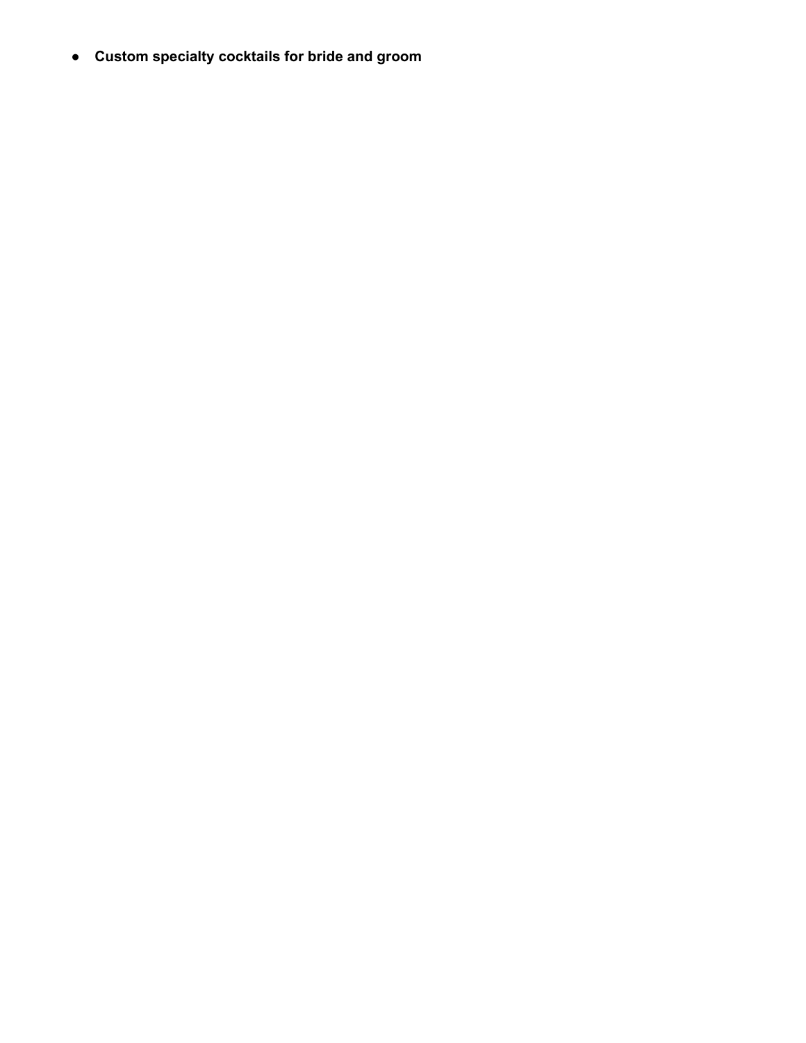- **Custom specialty cocktails for bride and groom**